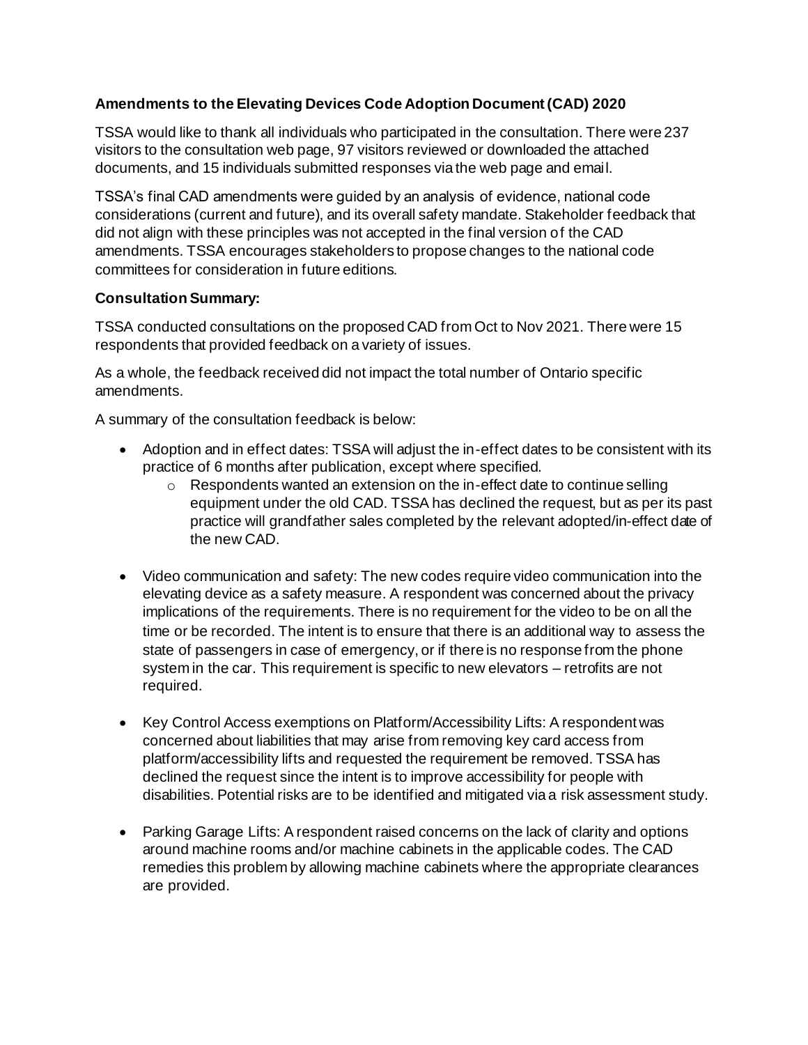**Amendments to the Elevating Devices Code Adoption Document (CAD) 2020**

TSSA would like to thank all individuals who participated in the consultation. There were 237 visitors to the consultation web page, 97 visitors reviewed or downloaded the attached documents, and 15 individuals submitted responses via the web page and email.

TSSA's final CAD amendments were guided by an analysis of evidence, national code considerations (current and future), and its overall safety mandate. Stakeholder feedback that did not align with these principles was not accepted in the final version of the CAD amendments. TSSA encourages stakeholders to propose changes to the national code committees for consideration in future editions.

**Consultation Summary:**

TSSA conducted consultations on the proposed CAD from Oct to Nov 2021. There were 15 respondents that provided feedback on a variety of issues.

As a whole, the feedback received did not impact the total number of Ontario specific amendments.

A summary of the consultation feedback is below:

- Adoption and in effect dates: TSSA will adjust the in-effect dates to be consistent with its practice of 6 months after publication, except where specified.
  - Respondents wanted an extension on the in-effect date to continue selling equipment under the old CAD. TSSA has declined the request, but as per its past practice will grandfather sales completed by the relevant adopted/in-effect date of the new CAD.
- Video communication and safety: The new codes require video communication into the elevating device as a safety measure. A respondent was concerned about the privacy implications of the requirements. There is no requirement for the video to be on all the time or be recorded. The intent is to ensure that there is an additional way to assess the state of passengers in case of emergency, or if there is no response from the phone system in the car. This requirement is specific to new elevators – retrofits are not required.
- Key Control Access exemptions on Platform/Accessibility Lifts: A respondent was concerned about liabilities that may arise from removing key card access from platform/accessibility lifts and requested the requirement be removed. TSSA has declined the request since the intent is to improve accessibility for people with disabilities. Potential risks are to be identified and mitigated via a risk assessment study.
- Parking Garage Lifts: A respondent raised concerns on the lack of clarity and options around machine rooms and/or machine cabinets in the applicable codes. The CAD remedies this problem by allowing machine cabinets where the appropriate clearances are provided.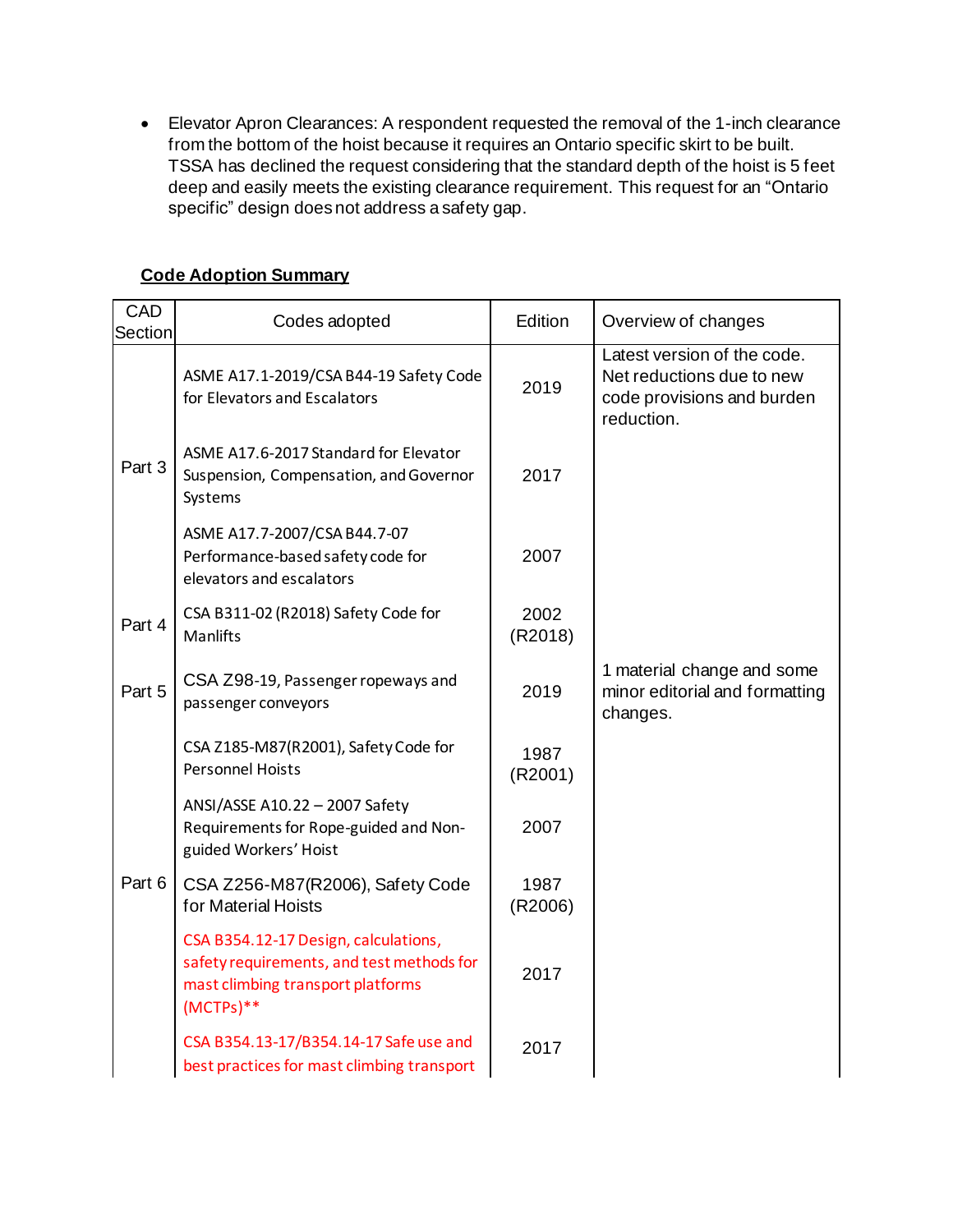- Elevator Apron Clearances: A respondent requested the removal of the 1-inch clearance from the bottom of the hoist because it requires an Ontario specific skirt to be built. TSSA has declined the request considering that the standard depth of the hoist is 5 feet deep and easily meets the existing clearance requirement. This request for an "Ontario specific" design does not address a safety gap.

**Code Adoption Summary**

| CAD Section | Codes adopted | Edition | Overview of changes |
|---|---|---|---|
| Part 3 | ASME A17.1-2019/CSA B44-19 Safety Code for Elevators and Escalators | 2019 | Latest version of the code. Net reductions due to new code provisions and burden reduction. |
| | ASME A17.6-2017 Standard for Elevator Suspension, Compensation, and Governor Systems | 2017 | |
| | ASME A17.7-2007/CSA B44.7-07 Performance-based safety code for elevators and escalators | 2007 | |
| Part 4 | CSA B311-02 (R2018) Safety Code for Manlifts | 2002 (R2018) | |
| Part 5 | CSA Z98-19, Passenger ropeways and passenger conveyors | 2019 | 1 material change and some minor editorial and formatting changes. |
| Part 6 | CSA Z185-M87(R2001), Safety Code for Personnel Hoists | 1987 (R2001) | |
| | ANSI/ASSE A10.22 – 2007 Safety Requirements for Rope-guided and Non-guided Workers' Hoist | 2007 | |
| | CSA Z256-M87(R2006), Safety Code for Material Hoists | 1987 (R2006) | |
| | CSA B354.12-17 Design, calculations, safety requirements, and test methods for mast climbing transport platforms (MCTPs)** | 2017 | |
| | CSA B354.13-17/B354.14-17 Safe use and best practices for mast climbing transport | 2017 | |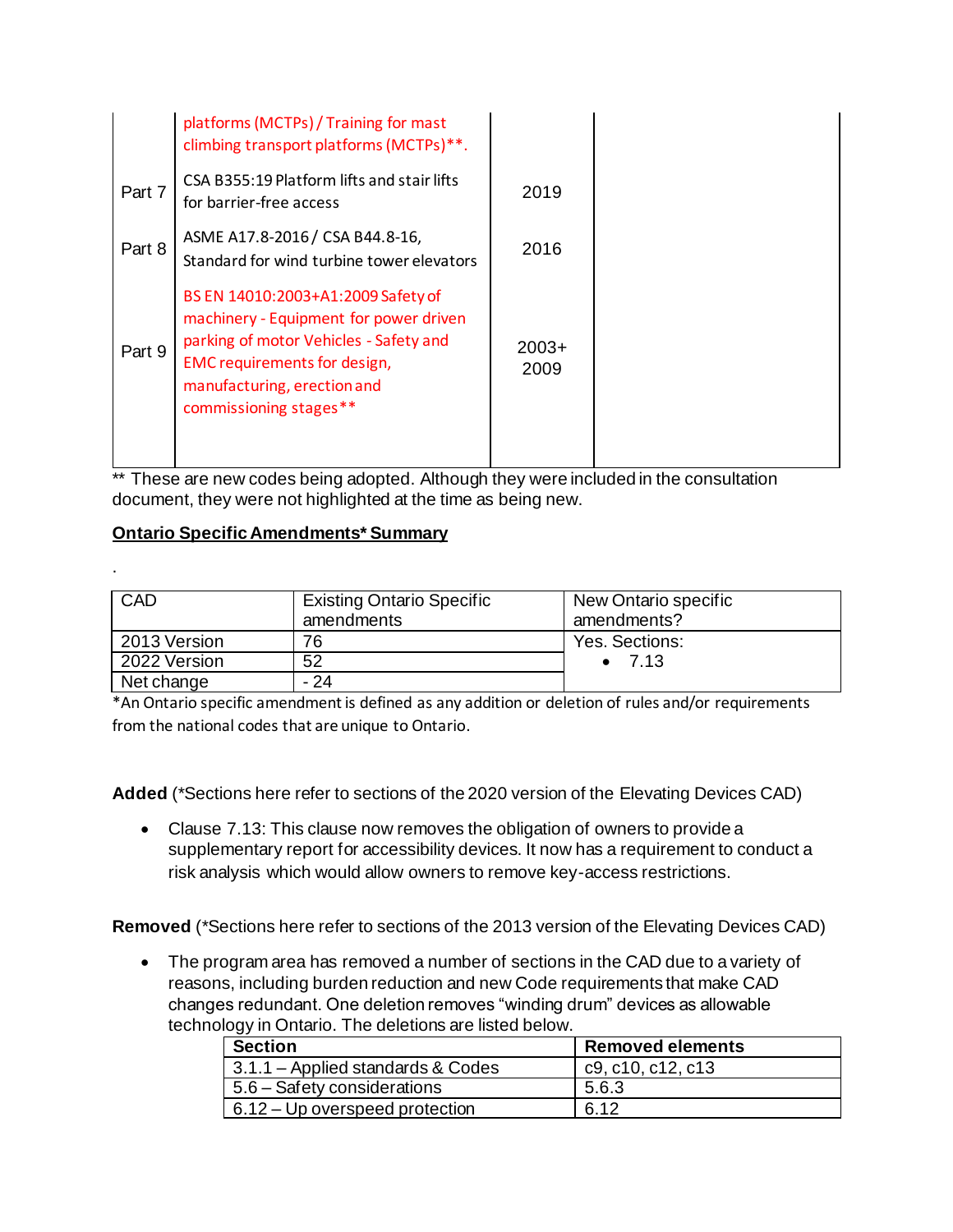| | platforms (MCTPs) / Training for mast climbing transport platforms (MCTPs)**. | | |
|---|---|---|---|
| Part 7 | CSA B355:19 Platform lifts and stair lifts for barrier-free access | 2019 | |
| Part 8 | ASME A17.8-2016 / CSA B44.8-16, Standard for wind turbine tower elevators | 2016 | |
| Part 9 | BS EN 14010:2003+A1:2009 Safety of machinery - Equipment for power driven parking of motor Vehicles - Safety and EMC requirements for design, manufacturing, erection and commissioning stages** | 2003+ 2009 | |

** These are new codes being adopted. Although they were included in the consultation document, they were not highlighted at the time as being new.

## Ontario Specific Amendments* Summary

.

| CAD | Existing Ontario Specific amendments | New Ontario specific amendments? |
|---|---|---|
| 2013 Version | 76 | Yes. Sections:<br>• 7.13 |
| 2022 Version | 52 | |
| Net change | - 24 | |

*An Ontario specific amendment is defined as any addition or deletion of rules and/or requirements from the national codes that are unique to Ontario.

**Added** (*Sections here refer to sections of the 2020 version of the Elevating Devices CAD)

- Clause 7.13: This clause now removes the obligation of owners to provide a supplementary report for accessibility devices. It now has a requirement to conduct a risk analysis which would allow owners to remove key-access restrictions.

**Removed** (*Sections here refer to sections of the 2013 version of the Elevating Devices CAD)

- The program area has removed a number of sections in the CAD due to a variety of reasons, including burden reduction and new Code requirements that make CAD changes redundant. One deletion removes "winding drum" devices as allowable technology in Ontario. The deletions are listed below.

| Section | Removed elements |
|---|---|
| 3.1.1 – Applied standards & Codes | c9, c10, c12, c13 |
| 5.6 – Safety considerations | 5.6.3 |
| 6.12 – Up overspeed protection | 6.12 |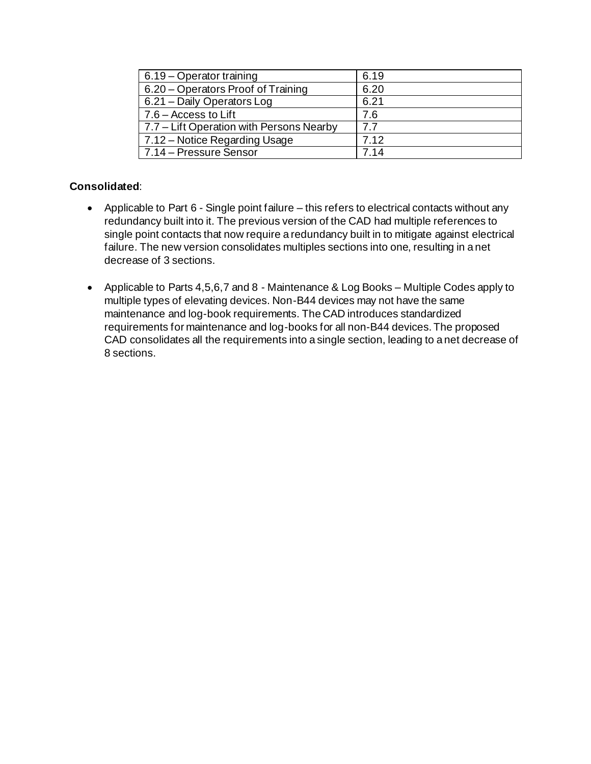| | |
|---|---|
| 6.19 – Operator training | 6.19 |
| 6.20 – Operators Proof of Training | 6.20 |
| 6.21 – Daily Operators Log | 6.21 |
| 7.6 – Access to Lift | 7.6 |
| 7.7 – Lift Operation with Persons Nearby | 7.7 |
| 7.12 – Notice Regarding Usage | 7.12 |
| 7.14 – Pressure Sensor | 7.14 |

**Consolidated**:

- Applicable to Part 6 - Single point failure – this refers to electrical contacts without any redundancy built into it. The previous version of the CAD had multiple references to single point contacts that now require a redundancy built in to mitigate against electrical failure. The new version consolidates multiples sections into one, resulting in a net decrease of 3 sections.

- Applicable to Parts 4,5,6,7 and 8 - Maintenance & Log Books – Multiple Codes apply to multiple types of elevating devices. Non-B44 devices may not have the same maintenance and log-book requirements. The CAD introduces standardized requirements for maintenance and log-books for all non-B44 devices. The proposed CAD consolidates all the requirements into a single section, leading to a net decrease of 8 sections.